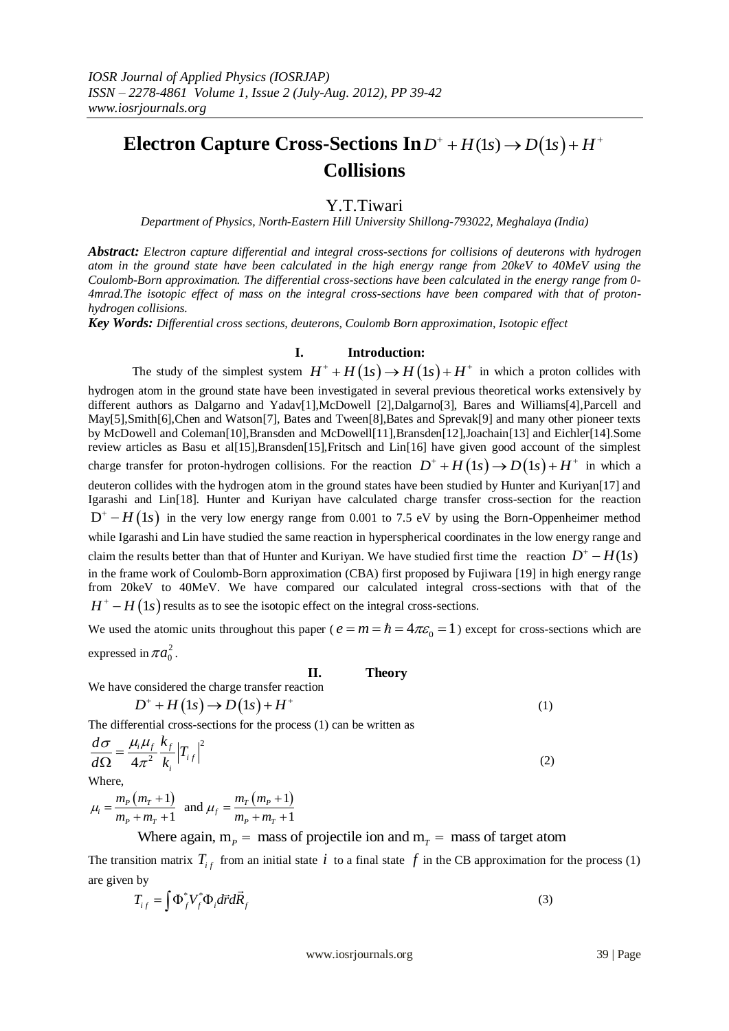# Electron Capture Cross-Sections In $D^+ + H(1s) \rightarrow D(1s) + H^+$ Collisions

Y.T.Tiwari

*Department of Physics, North-Eastern Hill University Shillong-793022, Meghalaya (India)*

***Abstract:*** *Electron capture differential and integral cross-sections for collisions of deuterons with hydrogen atom in the ground state have been calculated in the high energy range from 20keV to 40MeV using the Coulomb-Born approximation. The differential cross-sections have been calculated in the energy range from 0-4mrad.The isotopic effect of mass on the integral cross-sections have been compared with that of proton-hydrogen collisions.*

***Key Words:*** *Differential cross sections, deuterons, Coulomb Born approximation, Isotopic effect*

## I. Introduction:

The study of the simplest system $H^+ + H(1s) \rightarrow H(1s) + H^+$ in which a proton collides with hydrogen atom in the ground state have been investigated in several previous theoretical works extensively by different authors as Dalgarno and Yadav[1],McDowell [2],Dalgarno[3], Bares and Williams[4],Parcell and May[5],Smith[6],Chen and Watson[7], Bates and Tween[8],Bates and Sprevak[9] and many other pioneer texts by McDowell and Coleman[10],Bransden and McDowell[11],Bransden[12],Joachain[13] and Eichler[14].Some review articles as Basu et al[15],Bransden[15],Fritsch and Lin[16] have given good account of the simplest charge transfer for proton-hydrogen collisions. For the reaction $D^+ + H(1s) \rightarrow D(1s) + H^+$ in which a deuteron collides with the hydrogen atom in the ground states have been studied by Hunter and Kuriyan[17] and Igarashi and Lin[18]. Hunter and Kuriyan have calculated charge transfer cross-section for the reaction $D^+ - H(1s)$ in the very low energy range from 0.001 to 7.5 eV by using the Born-Oppenheimer method while Igarashi and Lin have studied the same reaction in hyperspherical coordinates in the low energy range and claim the results better than that of Hunter and Kuriyan. We have studied first time the reaction $D^+ - H(1s)$ in the frame work of Coulomb-Born approximation (CBA) first proposed by Fujiwara [19] in high energy range from 20keV to 40MeV. We have compared our calculated integral cross-sections with that of the $H^+ - H(1s)$ results as to see the isotopic effect on the integral cross-sections.

We used the atomic units throughout this paper ($e = m = \hbar = 4\pi\varepsilon_0 = 1$) except for cross-sections which are expressed in $\pi a_0^2$.

## II. Theory

We have considered the charge transfer reaction

$$D^+ + H(1s) \rightarrow D(1s) + H^+ \tag{1}$$

The differential cross-sections for the process (1) can be written as

$$\frac{d\sigma}{d\Omega} = \frac{\mu_i \mu_f}{4\pi^2} \frac{k_f}{k_i} \left|T_{if}\right|^2 \tag{2}$$

Where,

$$\mu_i = \frac{m_P(m_T + 1)}{m_P + m_T + 1} \text{ and } \mu_f = \frac{m_T(m_P + 1)}{m_P + m_T + 1}$$

Where again, $m_P =$ mass of projectile ion and $m_T =$ mass of target atom

The transition matrix $T_{if}$ from an initial state $i$ to a final state $f$ in the CB approximation for the process (1) are given by

$$T_{if} = \int \Phi_f^* V_f^* \Phi_i d\vec{r} d\vec{R}_f \tag{3}$$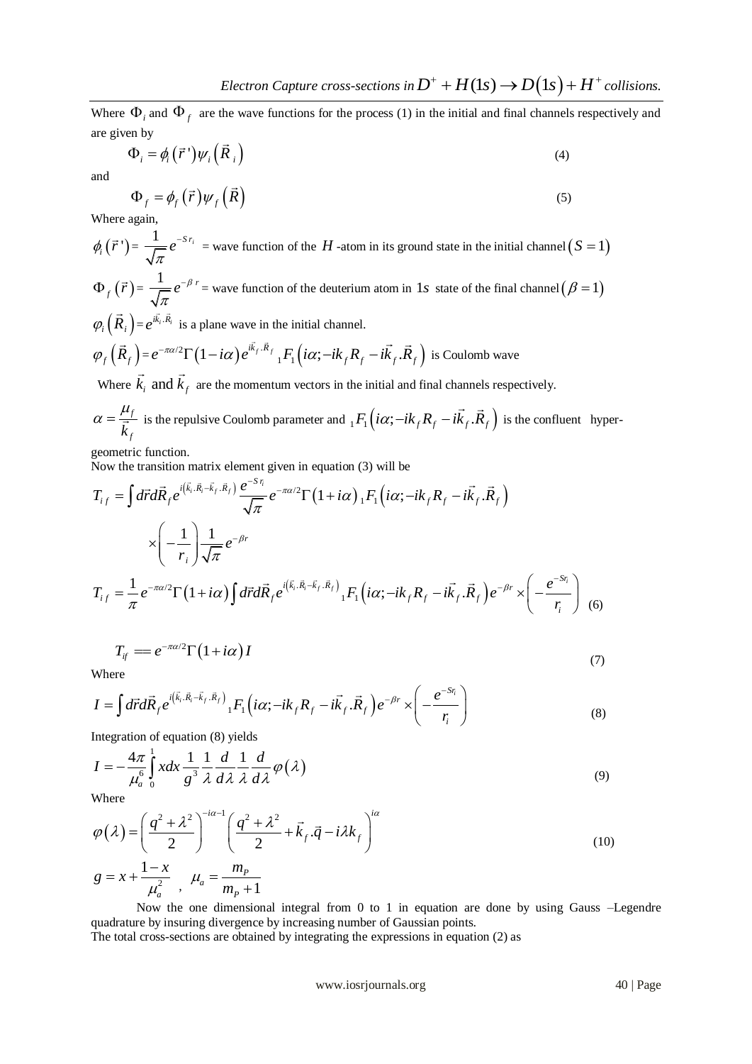Where $\Phi_i$ and $\Phi_f$ are the wave functions for the process (1) in the initial and final channels respectively and are given by

$$\Phi_i = \phi_i(\vec{r}\,')\psi_i(\vec{R}_i) \tag{4}$$

and

$$\Phi_f = \phi_f(\vec{r})\psi_f(\vec{R}) \tag{5}$$

Where again,

$\phi_i(\vec{r}\,') = \frac{1}{\sqrt{\pi}}e^{-S r_i}$ = wave function of the $H$-atom in its ground state in the initial channel $(S=1)$

$\Phi_f(\vec{r}) = \frac{1}{\sqrt{\pi}}e^{-\beta r}$ = wave function of the deuterium atom in $1s$ state of the final channel $(\beta = 1)$

$\varphi_i(\vec{R}_i) = e^{i\vec{k}_i.\vec{R}_i}$ is a plane wave in the initial channel.

$\varphi_f(\vec{R}_f) = e^{-\pi\alpha/2}\Gamma(1-i\alpha)e^{i\vec{k}_f.\vec{R}_f}\,{}_1F_1(i\alpha; -ik_fR_f - i\vec{k}_f.\vec{R}_f)$ is Coulomb wave

Where $\vec{k}_i$ and $\vec{k}_f$ are the momentum vectors in the initial and final channels respectively.

$\alpha = \frac{\mu_f}{\vec{k}_f}$ is the repulsive Coulomb parameter and ${}_1F_1(i\alpha; -ik_fR_f - i\vec{k}_f.\vec{R}_f)$ is the confluent hyper-geometric function.

Now the transition matrix element given in equation (3) will be

$$T_{if} = \int d\vec{r}d\vec{R}_f e^{i(\vec{k}_i.\vec{R}_i - \vec{k}_f.\vec{R}_f)}\frac{e^{-Sr_i}}{\sqrt{\pi}}e^{-\pi\alpha/2}\Gamma(1+i\alpha)\,{}_1F_1(i\alpha; -ik_fR_f - i\vec{k}_f.\vec{R}_f)$$

$$\times\left(-\frac{1}{r_i}\right)\frac{1}{\sqrt{\pi}}e^{-\beta r}$$

$$T_{if} = \frac{1}{\pi}e^{-\pi\alpha/2}\Gamma(1+i\alpha)\int d\vec{r}d\vec{R}_f e^{i(\vec{k}_i.\vec{R}_i - \vec{k}_f.\vec{R}_f)}\,{}_1F_1(i\alpha; -ik_fR_f - i\vec{k}_f.\vec{R}_f)e^{-\beta r}\times\left(-\frac{e^{-Sr_i}}{r_i}\right) \tag{6}$$

$$T_{if} == e^{-\pi\alpha/2}\Gamma(1+i\alpha)I \tag{7}$$

Where

$$I = \int d\vec{r}d\vec{R}_f e^{i(\vec{k}_i.\vec{R}_i - \vec{k}_f.\vec{R}_f)}\,{}_1F_1(i\alpha; -ik_fR_f - i\vec{k}_f.\vec{R}_f)e^{-\beta r}\times\left(-\frac{e^{-Sr_i}}{r_i}\right) \tag{8}$$

Integration of equation (8) yields

$$I = -\frac{4\pi}{\mu_a^6}\int_0^1 x dx \frac{1}{g^3}\frac{1}{\lambda}\frac{d}{d\lambda}\frac{1}{\lambda}\frac{d}{d\lambda}\varphi(\lambda) \tag{9}$$

Where

$$\varphi(\lambda) = \left(\frac{q^2+\lambda^2}{2}\right)^{-i\alpha-1}\left(\frac{q^2+\lambda^2}{2} + \vec{k}_f.\vec{q} - i\lambda k_f\right)^{i\alpha} \tag{10}$$

$$g = x + \frac{1-x}{\mu_a^2}\ ,\quad \mu_a = \frac{m_P}{m_P+1}$$

Now the one dimensional integral from 0 to 1 in equation are done by using Gauss –Legendre quadrature by insuring divergence by increasing number of Gaussian points.

The total cross-sections are obtained by integrating the expressions in equation (2) as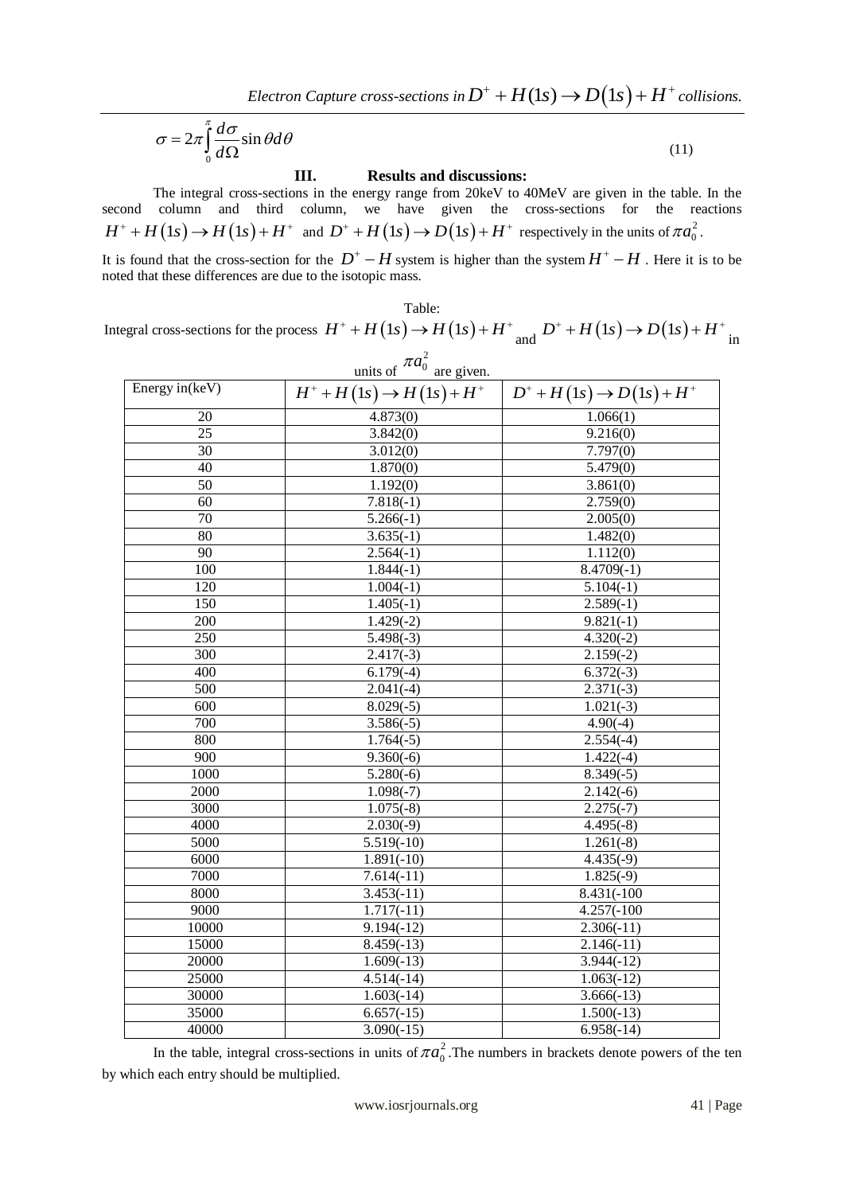$$\sigma = 2\pi \int_0^{\pi} \frac{d\sigma}{d\Omega} \sin\theta d\theta \tag{11}$$

## III. Results and discussions:

The integral cross-sections in the energy range from 20keV to 40MeV are given in the table. In the second column and third column, we have given the cross-sections for the reactions $H^+ + H(1s) \rightarrow H(1s) + H^+$ and $D^+ + H(1s) \rightarrow D(1s) + H^+$ respectively in the units of $\pi a_0^2$.

It is found that the cross-section for the $D^+ - H$ system is higher than the system $H^+ - H$. Here it is to be noted that these differences are due to the isotopic mass.

Table:
Integral cross-sections for the process $H^+ + H(1s) \rightarrow H(1s) + H^+$ and $D^+ + H(1s) \rightarrow D(1s) + H^+$ in units of $\pi a_0^2$ are given.

| Energy in(keV) | $H^+ + H(1s) \rightarrow H(1s) + H^+$ | $D^+ + H(1s) \rightarrow D(1s) + H^+$ |
|---|---|---|
| 20 | 4.873(0) | 1.066(1) |
| 25 | 3.842(0) | 9.216(0) |
| 30 | 3.012(0) | 7.797(0) |
| 40 | 1.870(0) | 5.479(0) |
| 50 | 1.192(0) | 3.861(0) |
| 60 | 7.818(-1) | 2.759(0) |
| 70 | 5.266(-1) | 2.005(0) |
| 80 | 3.635(-1) | 1.482(0) |
| 90 | 2.564(-1) | 1.112(0) |
| 100 | 1.844(-1) | 8.4709(-1) |
| 120 | 1.004(-1) | 5.104(-1) |
| 150 | 1.405(-1) | 2.589(-1) |
| 200 | 1.429(-2) | 9.821(-1) |
| 250 | 5.498(-3) | 4.320(-2) |
| 300 | 2.417(-3) | 2.159(-2) |
| 400 | 6.179(-4) | 6.372(-3) |
| 500 | 2.041(-4) | 2.371(-3) |
| 600 | 8.029(-5) | 1.021(-3) |
| 700 | 3.586(-5) | 4.90(-4) |
| 800 | 1.764(-5) | 2.554(-4) |
| 900 | 9.360(-6) | 1.422(-4) |
| 1000 | 5.280(-6) | 8.349(-5) |
| 2000 | 1.098(-7) | 2.142(-6) |
| 3000 | 1.075(-8) | 2.275(-7) |
| 4000 | 2.030(-9) | 4.495(-8) |
| 5000 | 5.519(-10) | 1.261(-8) |
| 6000 | 1.891(-10) | 4.435(-9) |
| 7000 | 7.614(-11) | 1.825(-9) |
| 8000 | 3.453(-11) | 8.431(-100 |
| 9000 | 1.717(-11) | 4.257(-100 |
| 10000 | 9.194(-12) | 2.306(-11) |
| 15000 | 8.459(-13) | 2.146(-11) |
| 20000 | 1.609(-13) | 3.944(-12) |
| 25000 | 4.514(-14) | 1.063(-12) |
| 30000 | 1.603(-14) | 3.666(-13) |
| 35000 | 6.657(-15) | 1.500(-13) |
| 40000 | 3.090(-15) | 6.958(-14) |

In the table, integral cross-sections in units of $\pi a_0^2$. The numbers in brackets denote powers of the ten by which each entry should be multiplied.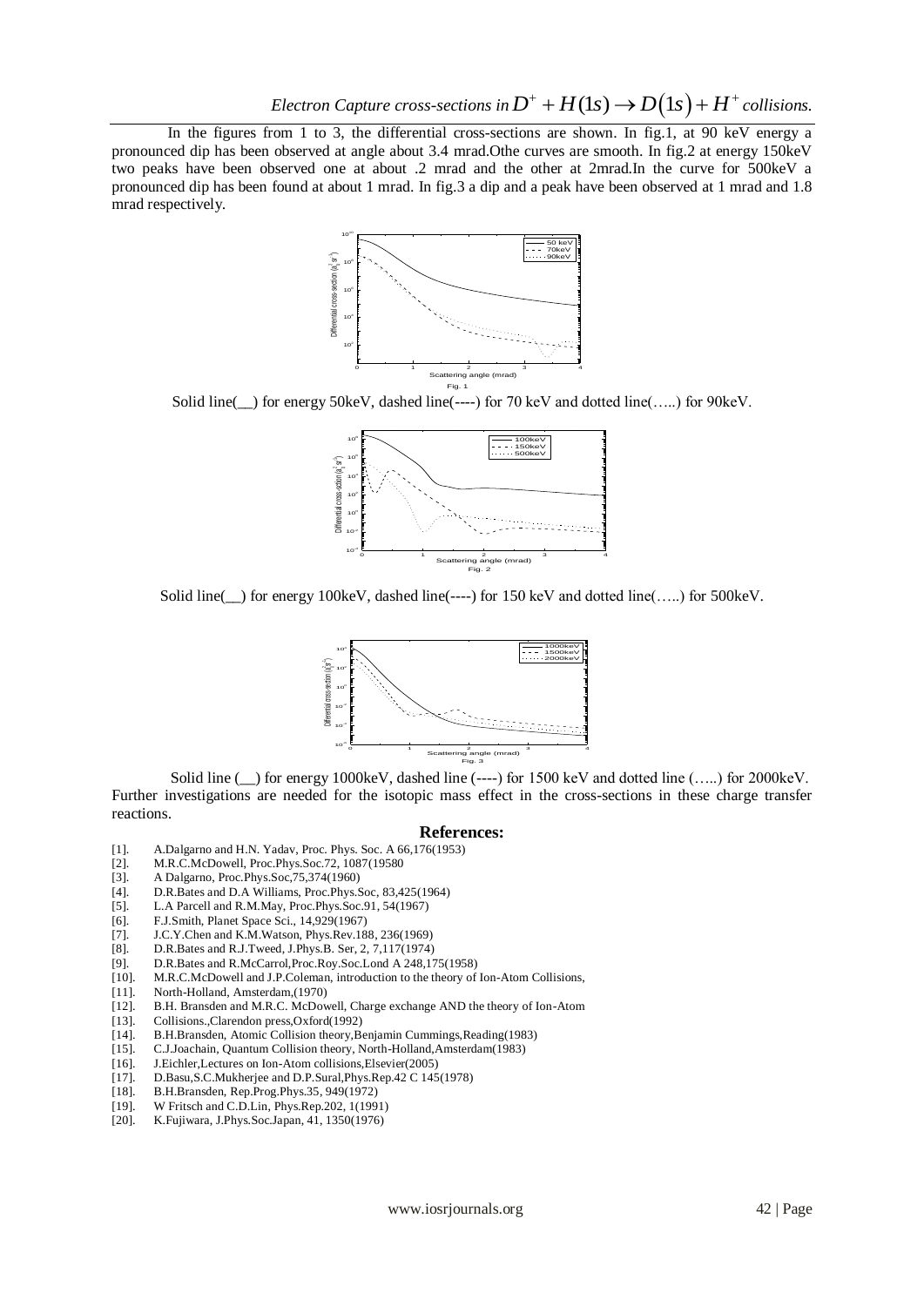In the figures from 1 to 3, the differential cross-sections are shown. In fig.1, at 90 keV energy a pronounced dip has been observed at angle about 3.4 mrad.Othe curves are smooth. In fig.2 at energy 150keV two peaks have been observed one at about .2 mrad and the other at 2mrad.In the curve for 500keV a pronounced dip has been found at about 1 mrad. In fig.3 a dip and a peak have been observed at 1 mrad and 1.8 mrad respectively.

Differential cross-section ($a_0^2\,sr^{-1}$)

Scattering angle (mrad)

50 keV
70keV
90keV

Fig. 1

Solid line(__) for energy 50keV, dashed line(----) for 70 keV and dotted line(…..) for 90keV.

Differential cross-section ($a_0^2\,sr^{-1}$)

Scattering angle (mrad)

100keV
150keV
500keV

Fig. 2

Solid line(__) for energy 100keV, dashed line(----) for 150 keV and dotted line(…..) for 500keV.

Differential cross-section ($a_0^2\,sr^{-1}$)

Scattering angle (mrad)

1000keV
1500keV
2000keV

Fig. 3

Solid line (__) for energy 1000keV, dashed line (----) for 1500 keV and dotted line (…..) for 2000keV. Further investigations are needed for the isotopic mass effect in the cross-sections in these charge transfer reactions.

## References:

[1]. A.Dalgarno and H.N. Yadav, Proc. Phys. Soc. A 66,176(1953)
[2]. M.R.C.McDowell, Proc.Phys.Soc.72, 1087(19580
[3]. A Dalgarno, Proc.Phys.Soc,75,374(1960)
[4]. D.R.Bates and D.A Williams, Proc.Phys.Soc, 83,425(1964)
[5]. L.A Parcell and R.M.May, Proc.Phys.Soc.91, 54(1967)
[6]. F.J.Smith, Planet Space Sci., 14,929(1967)
[7]. J.C.Y.Chen and K.M.Watson, Phys.Rev.188, 236(1969)
[8]. D.R.Bates and R.J.Tweed, J.Phys.B. Ser, 2, 7,117(1974)
[9]. D.R.Bates and R.McCarrol,Proc.Roy.Soc.Lond A 248,175(1958)
[10]. M.R.C.McDowell and J.P.Coleman, introduction to the theory of Ion-Atom Collisions,
[11]. North-Holland, Amsterdam,(1970)
[12]. B.H. Bransden and M.R.C. McDowell, Charge exchange AND the theory of Ion-Atom
[13]. Collisions.,Clarendon press,Oxford(1992)
[14]. B.H.Bransden, Atomic Collision theory,Benjamin Cummings,Reading(1983)
[15]. C.J.Joachain, Quantum Collision theory, North-Holland,Amsterdam(1983)
[16]. J.Eichler,Lectures on Ion-Atom collisions,Elsevier(2005)
[17]. D.Basu,S.C.Mukherjee and D.P.Sural,Phys.Rep.42 C 145(1978)
[18]. B.H.Bransden, Rep.Prog.Phys.35, 949(1972)
[19]. W Fritsch and C.D.Lin, Phys.Rep.202, 1(1991)
[20]. K.Fujiwara, J.Phys.Soc.Japan, 41, 1350(1976)